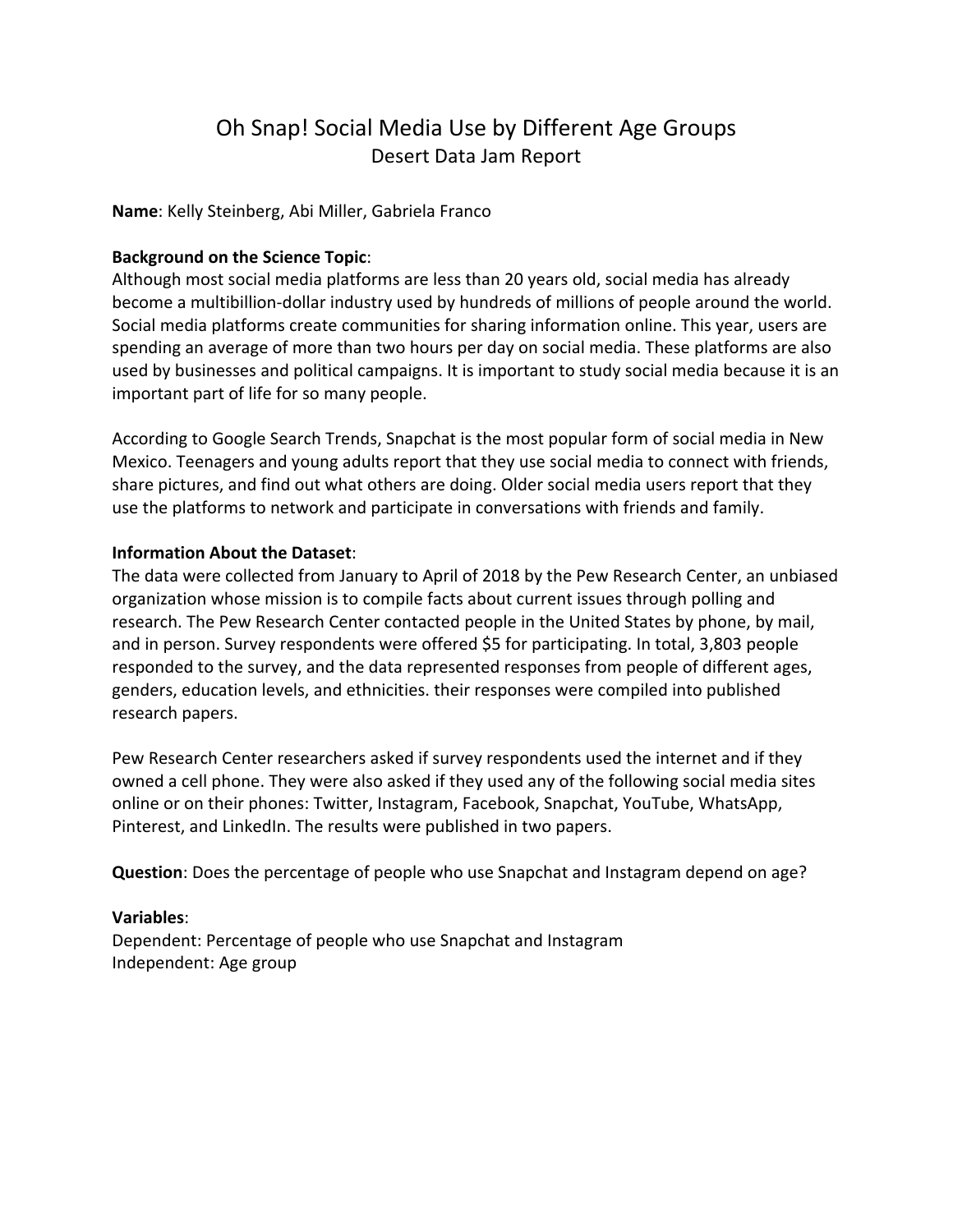# Oh Snap! Social Media Use by Different Age Groups

## Desert Data Jam Report

**Name**: Kelly Steinberg, Abi Miller, Gabriela Franco

**Background on the Science Topic**:
Although most social media platforms are less than 20 years old, social media has already become a multibillion-dollar industry used by hundreds of millions of people around the world. Social media platforms create communities for sharing information online. This year, users are spending an average of more than two hours per day on social media. These platforms are also used by businesses and political campaigns. It is important to study social media because it is an important part of life for so many people.

According to Google Search Trends, Snapchat is the most popular form of social media in New Mexico. Teenagers and young adults report that they use social media to connect with friends, share pictures, and find out what others are doing. Older social media users report that they use the platforms to network and participate in conversations with friends and family.

**Information About the Dataset**:
The data were collected from January to April of 2018 by the Pew Research Center, an unbiased organization whose mission is to compile facts about current issues through polling and research. The Pew Research Center contacted people in the United States by phone, by mail, and in person. Survey respondents were offered $5 for participating. In total, 3,803 people responded to the survey, and the data represented responses from people of different ages, genders, education levels, and ethnicities. their responses were compiled into published research papers.

Pew Research Center researchers asked if survey respondents used the internet and if they owned a cell phone. They were also asked if they used any of the following social media sites online or on their phones: Twitter, Instagram, Facebook, Snapchat, YouTube, WhatsApp, Pinterest, and LinkedIn. The results were published in two papers.

**Question**: Does the percentage of people who use Snapchat and Instagram depend on age?

**Variables**:
Dependent: Percentage of people who use Snapchat and Instagram
Independent: Age group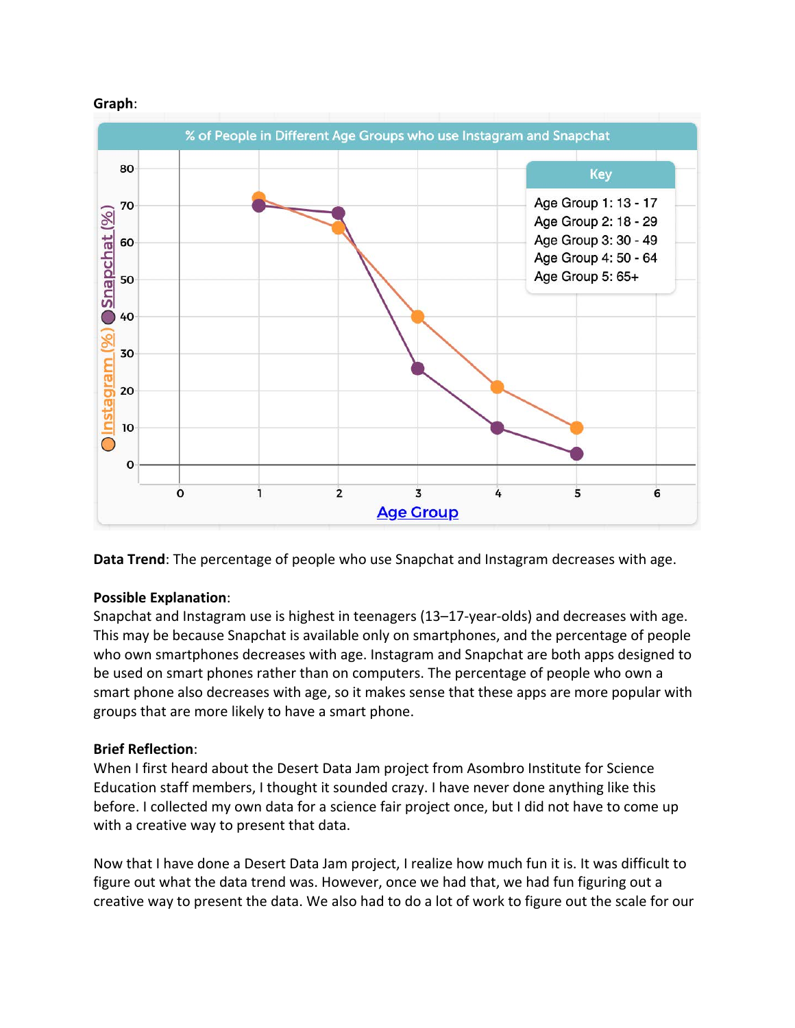**Graph**:

**Data Trend**: The percentage of people who use Snapchat and Instagram decreases with age.

**Possible Explanation**:
Snapchat and Instagram use is highest in teenagers (13–17-year-olds) and decreases with age. This may be because Snapchat is available only on smartphones, and the percentage of people who own smartphones decreases with age. Instagram and Snapchat are both apps designed to be used on smart phones rather than on computers. The percentage of people who own a smart phone also decreases with age, so it makes sense that these apps are more popular with groups that are more likely to have a smart phone.

**Brief Reflection**:
When I first heard about the Desert Data Jam project from Asombro Institute for Science Education staff members, I thought it sounded crazy. I have never done anything like this before. I collected my own data for a science fair project once, but I did not have to come up with a creative way to present that data.

Now that I have done a Desert Data Jam project, I realize how much fun it is. It was difficult to figure out what the data trend was. However, once we had that, we had fun figuring out a creative way to present the data. We also had to do a lot of work to figure out the scale for our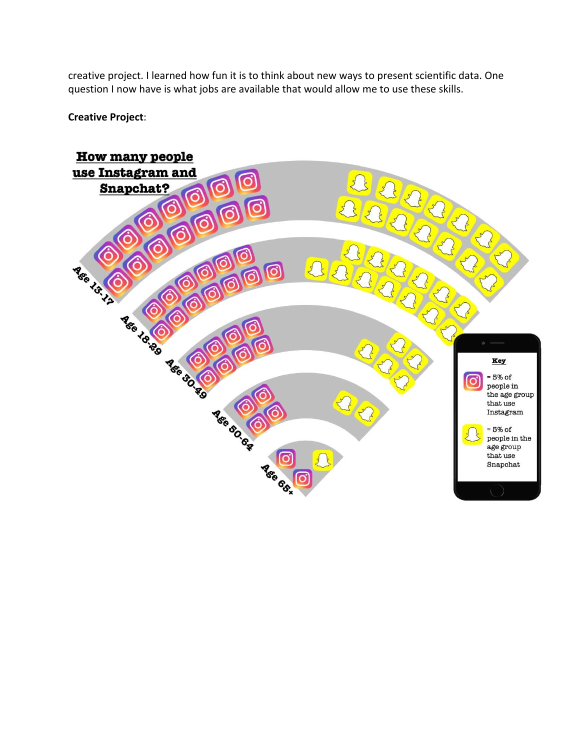creative project. I learned how fun it is to think about new ways to present scientific data. One question I now have is what jobs are available that would allow me to use these skills.

**Creative Project**:

How many people use Instagram and Snapchat?

Age 13-17

Age 18-29

Age 30-49

Age 50-64

Age 65+

Key

= 5% of people in the age group that use Instagram

= 5% of people in the age group that use Snapchat